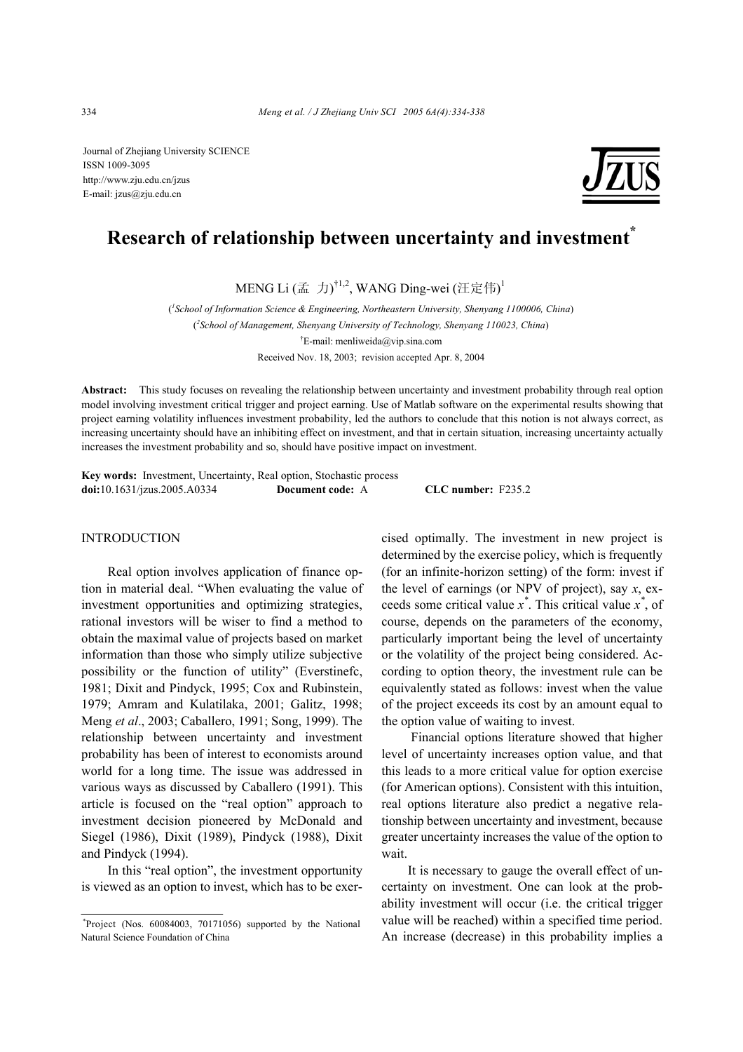Journal of Zhejiang University SCIENCE
ISSN 1009-3095
http://www.zju.edu.cn/jzus
E-mail: jzus@zju.edu.cn

# Research of relationship between uncertainty and investment*

MENG Li (孟 力)[†1,2], WANG Ding-wei (汪定伟)[1]

([1]School of Information Science & Engineering, Northeastern University, Shenyang 1100006, China)

([2]School of Management, Shenyang University of Technology, Shenyang 110023, China)

[†]E-mail: menliweida@vip.sina.com

Received Nov. 18, 2003; revision accepted Apr. 8, 2004

**Abstract:** This study focuses on revealing the relationship between uncertainty and investment probability through real option model involving investment critical trigger and project earning. Use of Matlab software on the experimental results showing that project earning volatility influences investment probability, led the authors to conclude that this notion is not always correct, as increasing uncertainty should have an inhibiting effect on investment, and that in certain situation, increasing uncertainty actually increases the investment probability and so, should have positive impact on investment.

**Key words:** Investment, Uncertainty, Real option, Stochastic process
**doi:**10.1631/jzus.2005.A0334 **Document code:** A **CLC number:** F235.2

## INTRODUCTION

Real option involves application of finance option in material deal. "When evaluating the value of investment opportunities and optimizing strategies, rational investors will be wiser to find a method to obtain the maximal value of projects based on market information than those who simply utilize subjective possibility or the function of utility" (Everstinefc, 1981; Dixit and Pindyck, 1995; Cox and Rubinstein, 1979; Amram and Kulatilaka, 2001; Galitz, 1998; Meng *et al*., 2003; Caballero, 1991; Song, 1999). The relationship between uncertainty and investment probability has been of interest to economists around world for a long time. The issue was addressed in various ways as discussed by Caballero (1991). This article is focused on the "real option" approach to investment decision pioneered by McDonald and Siegel (1986), Dixit (1989), Pindyck (1988), Dixit and Pindyck (1994).

In this "real option", the investment opportunity is viewed as an option to invest, which has to be exercised optimally. The investment in new project is determined by the exercise policy, which is frequently (for an infinite-horizon setting) of the form: invest if the level of earnings (or NPV of project), say $x$, exceeds some critical value $x^*$. This critical value $x^*$, of course, depends on the parameters of the economy, particularly important being the level of uncertainty or the volatility of the project being considered. According to option theory, the investment rule can be equivalently stated as follows: invest when the value of the project exceeds its cost by an amount equal to the option value of waiting to invest.

Financial options literature showed that higher level of uncertainty increases option value, and that this leads to a more critical value for option exercise (for American options). Consistent with this intuition, real options literature also predict a negative relationship between uncertainty and investment, because greater uncertainty increases the value of the option to wait.

It is necessary to gauge the overall effect of uncertainty on investment. One can look at the probability investment will occur (i.e. the critical trigger value will be reached) within a specified time period. An increase (decrease) in this probability implies a

*Project (Nos. 60084003, 70171056) supported by the National Natural Science Foundation of China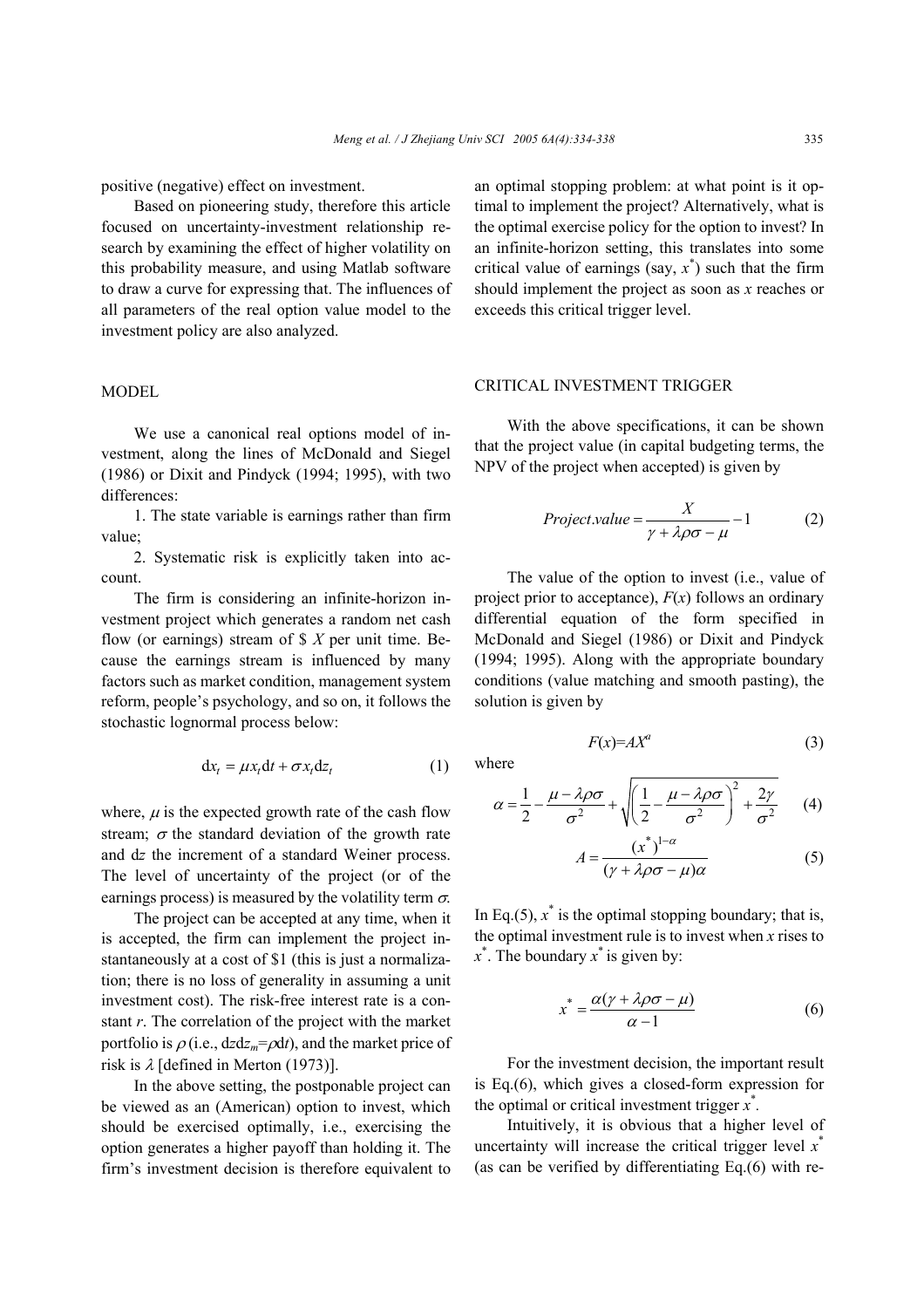positive (negative) effect on investment.

Based on pioneering study, therefore this article focused on uncertainty-investment relationship research by examining the effect of higher volatility on this probability measure, and using Matlab software to draw a curve for expressing that. The influences of all parameters of the real option value model to the investment policy are also analyzed.

## MODEL

We use a canonical real options model of investment, along the lines of McDonald and Siegel (1986) or Dixit and Pindyck (1994; 1995), with two differences:

1. The state variable is earnings rather than firm value;
2. Systematic risk is explicitly taken into account.

The firm is considering an infinite-horizon investment project which generates a random net cash flow (or earnings) stream of \$ $X$ per unit time. Because the earnings stream is influenced by many factors such as market condition, management system reform, people's psychology, and so on, it follows the stochastic lognormal process below:

$$\mathrm{d}x_t = \mu x_t \mathrm{d}t + \sigma x_t \mathrm{d}z_t \tag{1}$$

where, $\mu$ is the expected growth rate of the cash flow stream; $\sigma$ the standard deviation of the growth rate and d$z$ the increment of a standard Weiner process. The level of uncertainty of the project (or of the earnings process) is measured by the volatility term $\sigma$.

The project can be accepted at any time, when it is accepted, the firm can implement the project instantaneously at a cost of \$1 (this is just a normalization; there is no loss of generality in assuming a unit investment cost). The risk-free interest rate is a constant $r$. The correlation of the project with the market portfolio is $\rho$ (i.e., $\mathrm{d}z\mathrm{d}z_m = \rho \mathrm{d}t$), and the market price of risk is $\lambda$ [defined in Merton (1973)].

In the above setting, the postponable project can be viewed as an (American) option to invest, which should be exercised optimally, i.e., exercising the option generates a higher payoff than holding it. The firm's investment decision is therefore equivalent to an optimal stopping problem: at what point is it optimal to implement the project? Alternatively, what is the optimal exercise policy for the option to invest? In an infinite-horizon setting, this translates into some critical value of earnings (say, $x^*$) such that the firm should implement the project as soon as $x$ reaches or exceeds this critical trigger level.

## CRITICAL INVESTMENT TRIGGER

With the above specifications, it can be shown that the project value (in capital budgeting terms, the NPV of the project when accepted) is given by

$$Project.value = \frac{X}{\gamma + \lambda\rho\sigma - \mu} - 1 \tag{2}$$

The value of the option to invest (i.e., value of project prior to acceptance), $F(x)$ follows an ordinary differential equation of the form specified in McDonald and Siegel (1986) or Dixit and Pindyck (1994; 1995). Along with the appropriate boundary conditions (value matching and smooth pasting), the solution is given by

$$F(x) = AX^{a} \tag{3}$$

where

$$\alpha = \frac{1}{2} - \frac{\mu - \lambda\rho\sigma}{\sigma^2} + \sqrt{\left(\frac{1}{2} - \frac{\mu - \lambda\rho\sigma}{\sigma^2}\right)^2 + \frac{2\gamma}{\sigma^2}} \tag{4}$$

$$A = \frac{(x^*)^{1-\alpha}}{(\gamma + \lambda\rho\sigma - \mu)\alpha} \tag{5}$$

In Eq.(5), $x^*$ is the optimal stopping boundary; that is, the optimal investment rule is to invest when $x$ rises to $x^*$. The boundary $x^*$ is given by:

$$x^* = \frac{\alpha(\gamma + \lambda\rho\sigma - \mu)}{\alpha - 1} \tag{6}$$

For the investment decision, the important result is Eq.(6), which gives a closed-form expression for the optimal or critical investment trigger $x^*$.

Intuitively, it is obvious that a higher level of uncertainty will increase the critical trigger level $x^*$ (as can be verified by differentiating Eq.(6) with re-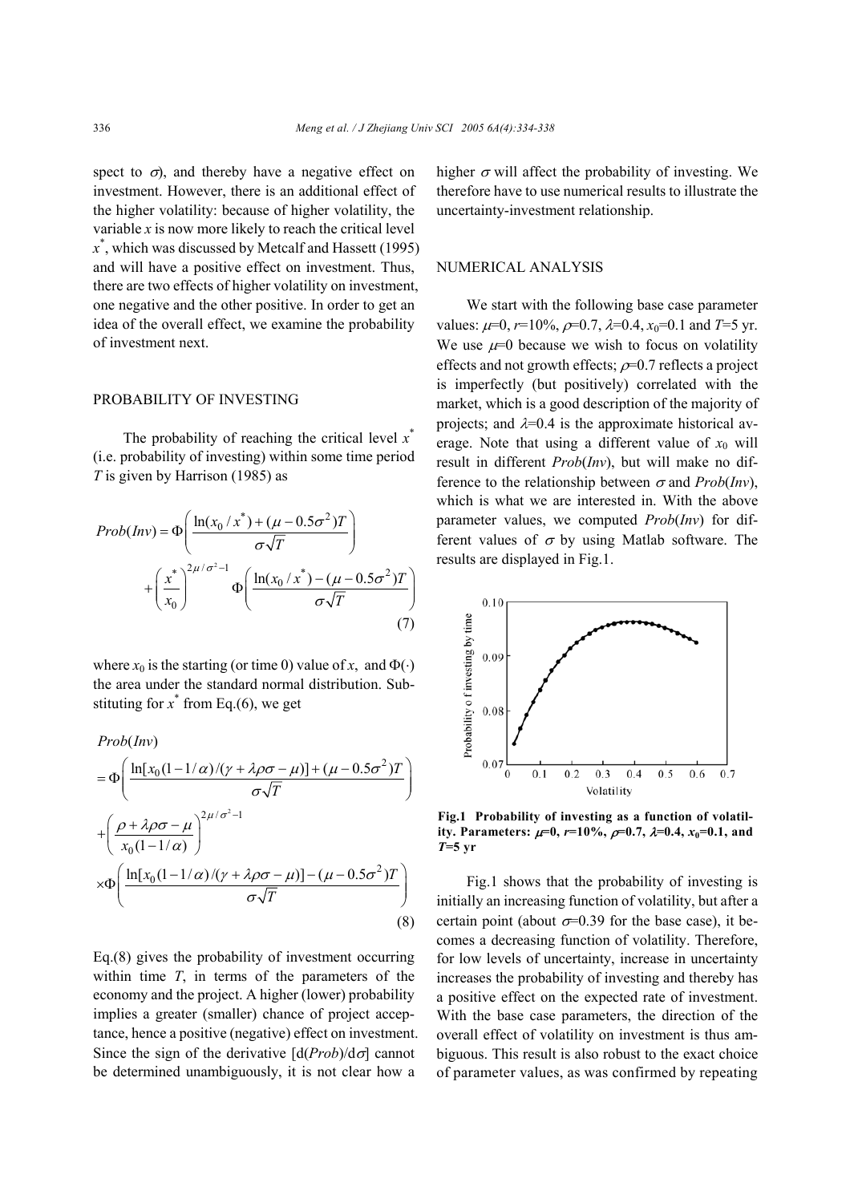spect to $\sigma$), and thereby have a negative effect on investment. However, there is an additional effect of the higher volatility: because of higher volatility, the variable $x$ is now more likely to reach the critical level $x^*$, which was discussed by Metcalf and Hassett (1995) and will have a positive effect on investment. Thus, there are two effects of higher volatility on investment, one negative and the other positive. In order to get an idea of the overall effect, we examine the probability of investment next.

## PROBABILITY OF INVESTING

The probability of reaching the critical level $x^*$ (i.e. probability of investing) within some time period $T$ is given by Harrison (1985) as

$$Prob(Inv) = \Phi\left(\frac{\ln(x_0/x^*) + (\mu - 0.5\sigma^2)T}{\sigma\sqrt{T}}\right) + \left(\frac{x^*}{x_0}\right)^{2\mu/\sigma^2 - 1} \Phi\left(\frac{\ln(x_0/x^*) - (\mu - 0.5\sigma^2)T}{\sigma\sqrt{T}}\right) \tag{7}$$

where $x_0$ is the starting (or time 0) value of $x$, and $\Phi(\cdot)$ the area under the standard normal distribution. Substituting for $x^*$ from Eq.(6), we get

$$\begin{aligned} &Prob(Inv) \\ &= \Phi\left(\frac{\ln[x_0(1-1/\alpha)/(\gamma + \lambda\rho\sigma - \mu)] + (\mu - 0.5\sigma^2)T}{\sigma\sqrt{T}}\right) \\ &+ \left(\frac{\rho + \lambda\rho\sigma - \mu}{x_0(1-1/\alpha)}\right)^{2\mu/\sigma^2 - 1} \\ &\times \Phi\left(\frac{\ln[x_0(1-1/\alpha)/(\gamma + \lambda\rho\sigma - \mu)] - (\mu - 0.5\sigma^2)T}{\sigma\sqrt{T}}\right) \end{aligned} \tag{8}$$

Eq.(8) gives the probability of investment occurring within time $T$, in terms of the parameters of the economy and the project. A higher (lower) probability implies a greater (smaller) chance of project acceptance, hence a positive (negative) effect on investment. Since the sign of the derivative [d(*Prob*)/d$\sigma$] cannot be determined unambiguously, it is not clear how a higher $\sigma$ will affect the probability of investing. We therefore have to use numerical results to illustrate the uncertainty-investment relationship.

## NUMERICAL ANALYSIS

We start with the following base case parameter values: $\mu$=0, $r$=10%, $\rho$=0.7, $\lambda$=0.4, $x_0$=0.1 and $T$=5 yr. We use $\mu$=0 because we wish to focus on volatility effects and not growth effects; $\rho$=0.7 reflects a project is imperfectly (but positively) correlated with the market, which is a good description of the majority of projects; and $\lambda$=0.4 is the approximate historical average. Note that using a different value of $x_0$ will result in different *Prob*(*Inv*), but will make no difference to the relationship between $\sigma$ and *Prob*(*Inv*), which is what we are interested in. With the above parameter values, we computed *Prob*(*Inv*) for different values of $\sigma$ by using Matlab software. The results are displayed in Fig.1.

**Fig.1 Probability of investing as a function of volatility. Parameters: $\mu$=0, $r$=10%, $\rho$=0.7, $\lambda$=0.4, $x_0$=0.1, and $T$=5 yr**

Fig.1 shows that the probability of investing is initially an increasing function of volatility, but after a certain point (about $\sigma$=0.39 for the base case), it becomes a decreasing function of volatility. Therefore, for low levels of uncertainty, increase in uncertainty increases the probability of investing and thereby has a positive effect on the expected rate of investment. With the base case parameters, the direction of the overall effect of volatility on investment is thus ambiguous. This result is also robust to the exact choice of parameter values, as was confirmed by repeating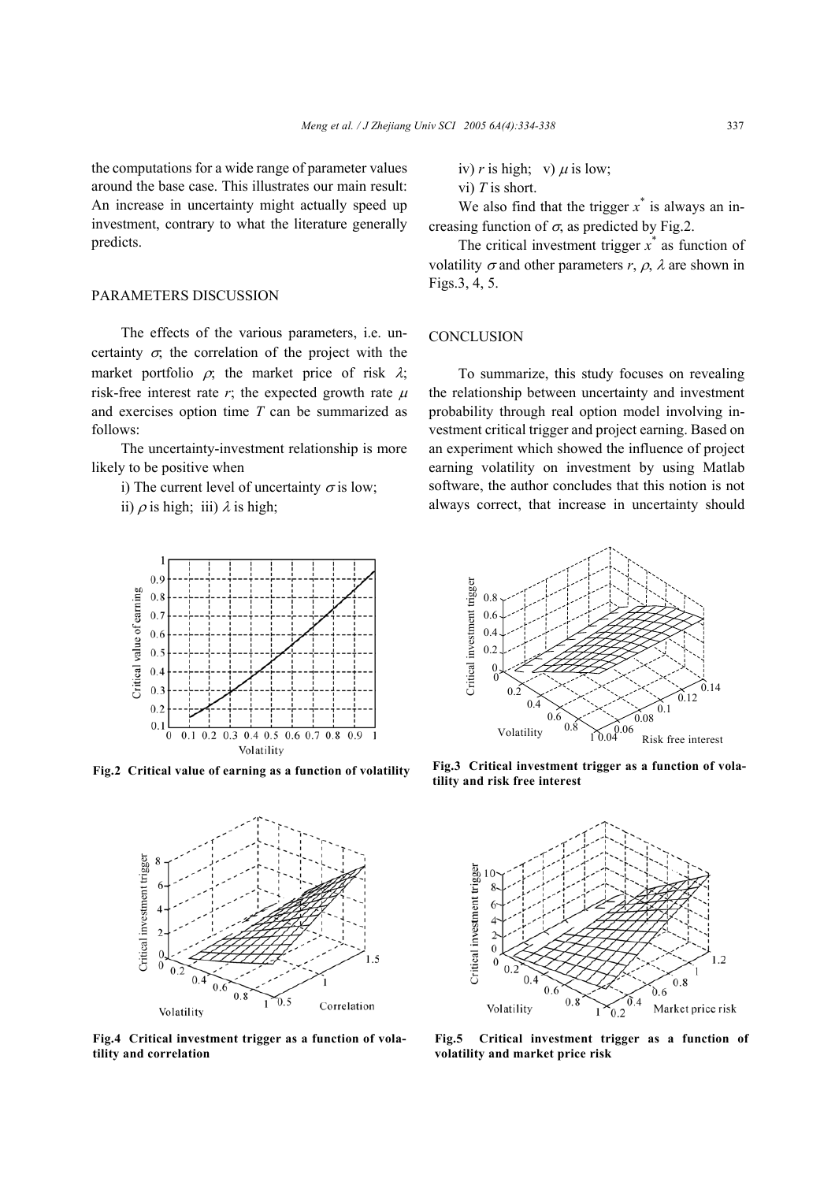the computations for a wide range of parameter values around the base case. This illustrates our main result: An increase in uncertainty might actually speed up investment, contrary to what the literature generally predicts.

## PARAMETERS DISCUSSION

The effects of the various parameters, i.e. uncertainty $\sigma$; the correlation of the project with the market portfolio $\rho$; the market price of risk $\lambda$; risk-free interest rate $r$; the expected growth rate $\mu$ and exercises option time $T$ can be summarized as follows:

The uncertainty-investment relationship is more likely to be positive when

i) The current level of uncertainty $\sigma$ is low;

ii) $\rho$ is high; iii) $\lambda$ is high;

iv) $r$ is high; v) $\mu$ is low;

vi) $T$ is short.

We also find that the trigger $x^*$ is always an increasing function of $\sigma$, as predicted by Fig.2.

The critical investment trigger $x^*$ as function of volatility $\sigma$ and other parameters $r$, $\rho$, $\lambda$ are shown in Figs.3, 4, 5.

## CONCLUSION

To summarize, this study focuses on revealing the relationship between uncertainty and investment probability through real option model involving investment critical trigger and project earning. Based on an experiment which showed the influence of project earning volatility on investment by using Matlab software, the author concludes that this notion is not always correct, that increase in uncertainty should

**Fig.2 Critical value of earning as a function of volatility**

**Fig.3 Critical investment trigger as a function of volatility and risk free interest**

**Fig.4 Critical investment trigger as a function of volatility and correlation**

**Fig.5 Critical investment trigger as a function of volatility and market price risk**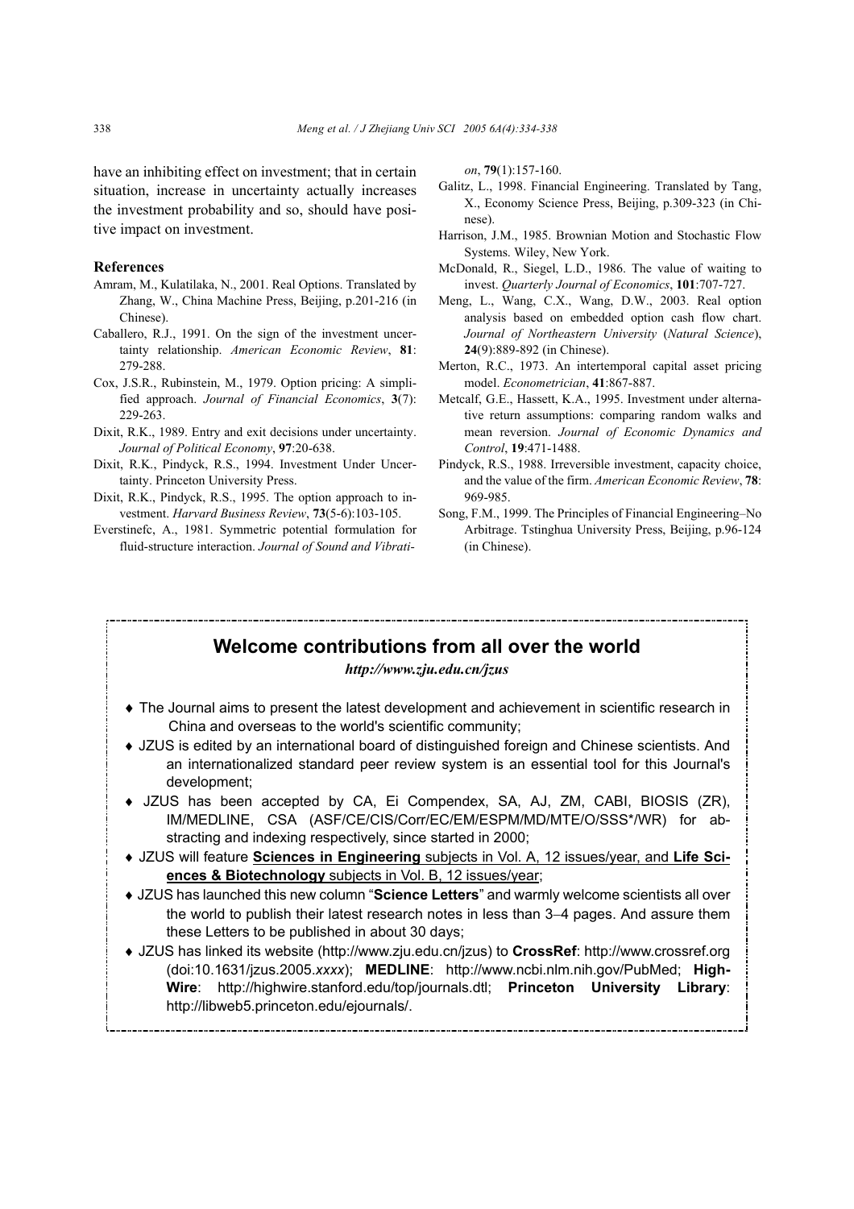have an inhibiting effect on investment; that in certain situation, increase in uncertainty actually increases the investment probability and so, should have positive impact on investment.

## References

Amram, M., Kulatilaka, N., 2001. Real Options. Translated by Zhang, W., China Machine Press, Beijing, p.201-216 (in Chinese).

Caballero, R.J., 1991. On the sign of the investment uncertainty relationship. *American Economic Review*, **81**: 279-288.

Cox, J.S.R., Rubinstein, M., 1979. Option pricing: A simplified approach. *Journal of Financial Economics*, **3**(7): 229-263.

Dixit, R.K., 1989. Entry and exit decisions under uncertainty. *Journal of Political Economy*, **97**:20-638.

Dixit, R.K., Pindyck, R.S., 1994. Investment Under Uncertainty. Princeton University Press.

Dixit, R.K., Pindyck, R.S., 1995. The option approach to investment. *Harvard Business Review*, **73**(5-6):103-105.

Everstinefc, A., 1981. Symmetric potential formulation for fluid-structure interaction. *Journal of Sound and Vibration*, **79**(1):157-160.

Galitz, L., 1998. Financial Engineering. Translated by Tang, X., Economy Science Press, Beijing, p.309-323 (in Chinese).

Harrison, J.M., 1985. Brownian Motion and Stochastic Flow Systems. Wiley, New York.

McDonald, R., Siegel, L.D., 1986. The value of waiting to invest. *Quarterly Journal of Economics*, **101**:707-727.

Meng, L., Wang, C.X., Wang, D.W., 2003. Real option analysis based on embedded option cash flow chart. *Journal of Northeastern University* (*Natural Science*), **24**(9):889-892 (in Chinese).

Merton, R.C., 1973. An intertemporal capital asset pricing model. *Econometrician*, **41**:867-887.

Metcalf, G.E., Hassett, K.A., 1995. Investment under alternative return assumptions: comparing random walks and mean reversion. *Journal of Economic Dynamics and Control*, **19**:471-1488.

Pindyck, R.S., 1988. Irreversible investment, capacity choice, and the value of the firm. *American Economic Review*, **78**: 969-985.

Song, F.M., 1999. The Principles of Financial Engineering–No Arbitrage. Tstinghua University Press, Beijing, p.96-124 (in Chinese).

## Welcome contributions from all over the world

***http://www.zju.edu.cn/jzus***

- The Journal aims to present the latest development and achievement in scientific research in China and overseas to the world's scientific community;
- JZUS is edited by an international board of distinguished foreign and Chinese scientists. And an internationalized standard peer review system is an essential tool for this Journal's development;
- JZUS has been accepted by CA, Ei Compendex, SA, AJ, ZM, CABI, BIOSIS (ZR), IM/MEDLINE, CSA (ASF/CE/CIS/Corr/EC/EM/ESPM/MD/MTE/O/SSS*/WR) for abstracting and indexing respectively, since started in 2000;
- JZUS will feature **Sciences in Engineering** subjects in Vol. A, 12 issues/year, and **Life Sciences & Biotechnology** subjects in Vol. B, 12 issues/year;
- JZUS has launched this new column "**Science Letters**" and warmly welcome scientists all over the world to publish their latest research notes in less than 3–4 pages. And assure them these Letters to be published in about 30 days;
- JZUS has linked its website (http://www.zju.edu.cn/jzus) to **CrossRef**: http://www.crossref.org (doi:10.1631/jzus.2005.*xxxx*); **MEDLINE**: http://www.ncbi.nlm.nih.gov/PubMed; **HighWire**: http://highwire.stanford.edu/top/journals.dtl; **Princeton University Library**: http://libweb5.princeton.edu/ejournals/.